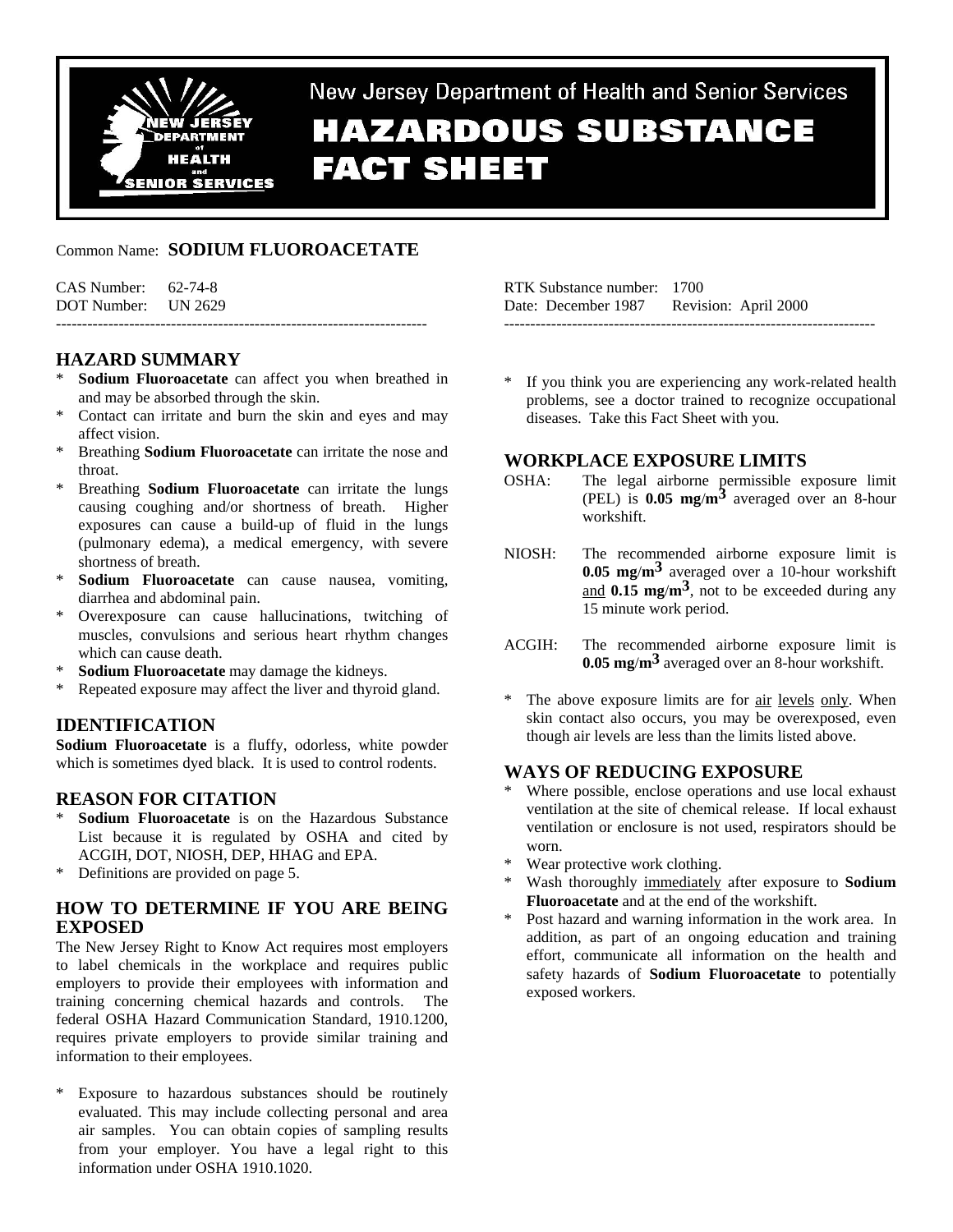New Jersey Department of Health and Senior Services

# HAZARDOUS SUBSTANCE FACT SHEET

Common Name: **SODIUM FLUOROACETATE**

CAS Number: 62-74-8
DOT Number: UN 2629

RTK Substance number: 1700
Date: December 1987 Revision: April 2000

---

## HAZARD SUMMARY

* **Sodium Fluoroacetate** can affect you when breathed in and may be absorbed through the skin.
* Contact can irritate and burn the skin and eyes and may affect vision.
* Breathing **Sodium Fluoroacetate** can irritate the nose and throat.
* Breathing **Sodium Fluoroacetate** can irritate the lungs causing coughing and/or shortness of breath. Higher exposures can cause a build-up of fluid in the lungs (pulmonary edema), a medical emergency, with severe shortness of breath.
* **Sodium Fluoroacetate** can cause nausea, vomiting, diarrhea and abdominal pain.
* Overexposure can cause hallucinations, twitching of muscles, convulsions and serious heart rhythm changes which can cause death.
* **Sodium Fluoroacetate** may damage the kidneys.
* Repeated exposure may affect the liver and thyroid gland.

## IDENTIFICATION

**Sodium Fluoroacetate** is a fluffy, odorless, white powder which is sometimes dyed black. It is used to control rodents.

## REASON FOR CITATION

* **Sodium Fluoroacetate** is on the Hazardous Substance List because it is regulated by OSHA and cited by ACGIH, DOT, NIOSH, DEP, HHAG and EPA.
* Definitions are provided on page 5.

## HOW TO DETERMINE IF YOU ARE BEING EXPOSED

The New Jersey Right to Know Act requires most employers to label chemicals in the workplace and requires public employers to provide their employees with information and training concerning chemical hazards and controls. The federal OSHA Hazard Communication Standard, 1910.1200, requires private employers to provide similar training and information to their employees.

* Exposure to hazardous substances should be routinely evaluated. This may include collecting personal and area air samples. You can obtain copies of sampling results from your employer. You have a legal right to this information under OSHA 1910.1020.
* If you think you are experiencing any work-related health problems, see a doctor trained to recognize occupational diseases. Take this Fact Sheet with you.

## WORKPLACE EXPOSURE LIMITS

OSHA: The legal airborne permissible exposure limit (PEL) is **0.05 mg/m$^3$** averaged over an 8-hour workshift.

NIOSH: The recommended airborne exposure limit is **0.05 mg/m$^3$** averaged over a 10-hour workshift and **0.15 mg/m$^3$**, not to be exceeded during any 15 minute work period.

ACGIH: The recommended airborne exposure limit is **0.05 mg/m$^3$** averaged over an 8-hour workshift.

* The above exposure limits are for air levels only. When skin contact also occurs, you may be overexposed, even though air levels are less than the limits listed above.

## WAYS OF REDUCING EXPOSURE

* Where possible, enclose operations and use local exhaust ventilation at the site of chemical release. If local exhaust ventilation or enclosure is not used, respirators should be worn.
* Wear protective work clothing.
* Wash thoroughly immediately after exposure to **Sodium Fluoroacetate** and at the end of the workshift.
* Post hazard and warning information in the work area. In addition, as part of an ongoing education and training effort, communicate all information on the health and safety hazards of **Sodium Fluoroacetate** to potentially exposed workers.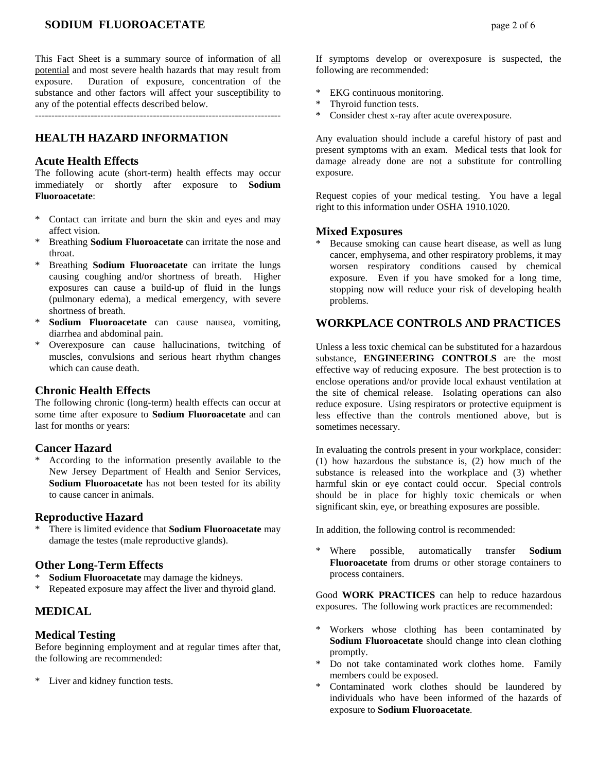This Fact Sheet is a summary source of information of all potential and most severe health hazards that may result from exposure. Duration of exposure, concentration of the substance and other factors will affect your susceptibility to any of the potential effects described below.

---

## HEALTH HAZARD INFORMATION

### Acute Health Effects

The following acute (short-term) health effects may occur immediately or shortly after exposure to **Sodium Fluoroacetate**:

* Contact can irritate and burn the skin and eyes and may affect vision.
* Breathing **Sodium Fluoroacetate** can irritate the nose and throat.
* Breathing **Sodium Fluoroacetate** can irritate the lungs causing coughing and/or shortness of breath. Higher exposures can cause a build-up of fluid in the lungs (pulmonary edema), a medical emergency, with severe shortness of breath.
* **Sodium Fluoroacetate** can cause nausea, vomiting, diarrhea and abdominal pain.
* Overexposure can cause hallucinations, twitching of muscles, convulsions and serious heart rhythm changes which can cause death.

### Chronic Health Effects

The following chronic (long-term) health effects can occur at some time after exposure to **Sodium Fluoroacetate** and can last for months or years:

### Cancer Hazard

* According to the information presently available to the New Jersey Department of Health and Senior Services, **Sodium Fluoroacetate** has not been tested for its ability to cause cancer in animals.

### Reproductive Hazard

* There is limited evidence that **Sodium Fluoroacetate** may damage the testes (male reproductive glands).

### Other Long-Term Effects

* **Sodium Fluoroacetate** may damage the kidneys.
* Repeated exposure may affect the liver and thyroid gland.

## MEDICAL

### Medical Testing

Before beginning employment and at regular times after that, the following are recommended:

* Liver and kidney function tests.

If symptoms develop or overexposure is suspected, the following are recommended:

* EKG continuous monitoring.
* Thyroid function tests.
* Consider chest x-ray after acute overexposure.

Any evaluation should include a careful history of past and present symptoms with an exam. Medical tests that look for damage already done are not a substitute for controlling exposure.

Request copies of your medical testing. You have a legal right to this information under OSHA 1910.1020.

### Mixed Exposures

* Because smoking can cause heart disease, as well as lung cancer, emphysema, and other respiratory problems, it may worsen respiratory conditions caused by chemical exposure. Even if you have smoked for a long time, stopping now will reduce your risk of developing health problems.

## WORKPLACE CONTROLS AND PRACTICES

Unless a less toxic chemical can be substituted for a hazardous substance, **ENGINEERING CONTROLS** are the most effective way of reducing exposure. The best protection is to enclose operations and/or provide local exhaust ventilation at the site of chemical release. Isolating operations can also reduce exposure. Using respirators or protective equipment is less effective than the controls mentioned above, but is sometimes necessary.

In evaluating the controls present in your workplace, consider: (1) how hazardous the substance is, (2) how much of the substance is released into the workplace and (3) whether harmful skin or eye contact could occur. Special controls should be in place for highly toxic chemicals or when significant skin, eye, or breathing exposures are possible.

In addition, the following control is recommended:

* Where possible, automatically transfer **Sodium Fluoroacetate** from drums or other storage containers to process containers.

Good **WORK PRACTICES** can help to reduce hazardous exposures. The following work practices are recommended:

* Workers whose clothing has been contaminated by **Sodium Fluoroacetate** should change into clean clothing promptly.
* Do not take contaminated work clothes home. Family members could be exposed.
* Contaminated work clothes should be laundered by individuals who have been informed of the hazards of exposure to **Sodium Fluoroacetate**.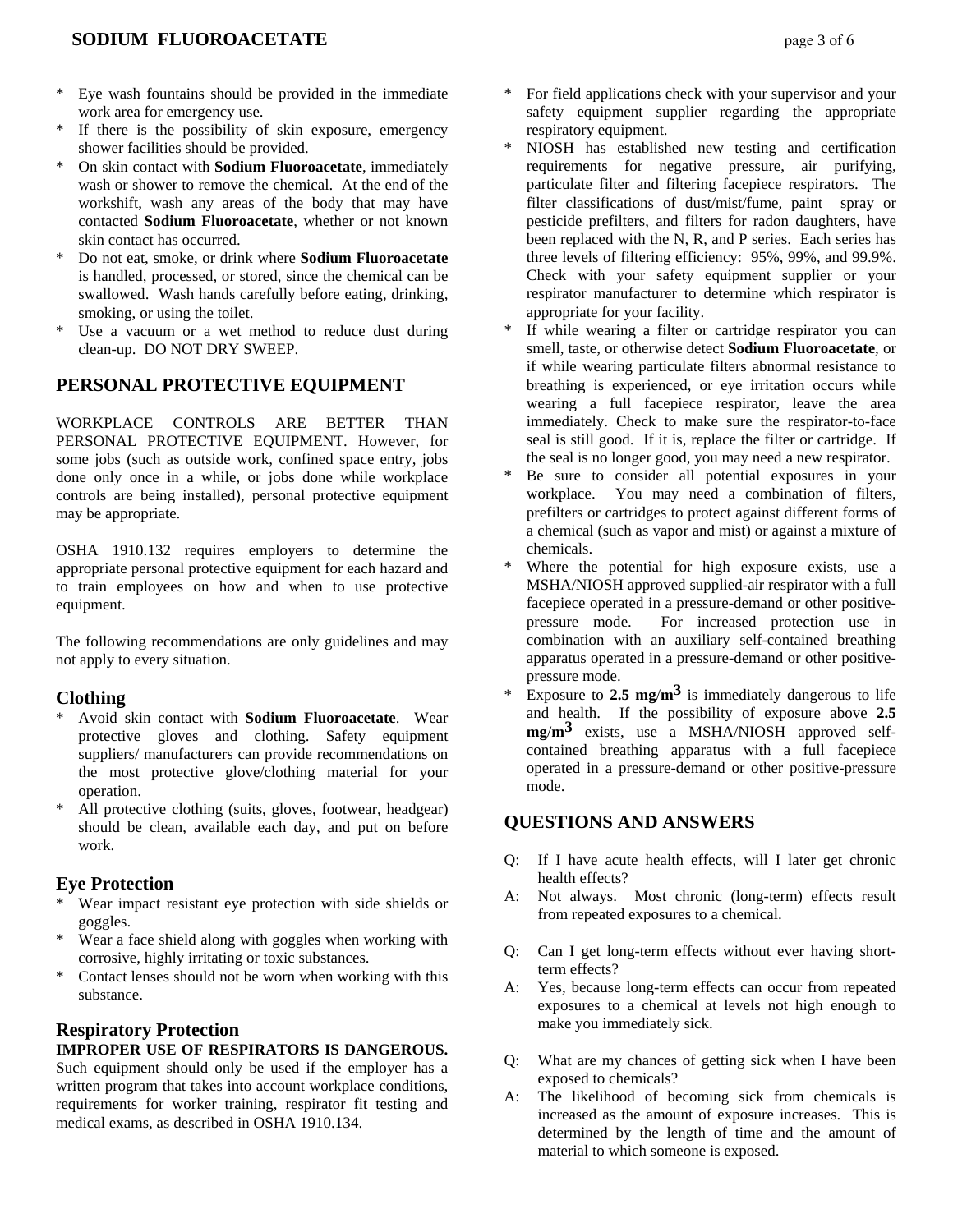* Eye wash fountains should be provided in the immediate work area for emergency use.
* If there is the possibility of skin exposure, emergency shower facilities should be provided.
* On skin contact with **Sodium Fluoroacetate**, immediately wash or shower to remove the chemical. At the end of the workshift, wash any areas of the body that may have contacted **Sodium Fluoroacetate**, whether or not known skin contact has occurred.
* Do not eat, smoke, or drink where **Sodium Fluoroacetate** is handled, processed, or stored, since the chemical can be swallowed. Wash hands carefully before eating, drinking, smoking, or using the toilet.
* Use a vacuum or a wet method to reduce dust during clean-up. DO NOT DRY SWEEP.

## PERSONAL PROTECTIVE EQUIPMENT

WORKPLACE CONTROLS ARE BETTER THAN PERSONAL PROTECTIVE EQUIPMENT. However, for some jobs (such as outside work, confined space entry, jobs done only once in a while, or jobs done while workplace controls are being installed), personal protective equipment may be appropriate.

OSHA 1910.132 requires employers to determine the appropriate personal protective equipment for each hazard and to train employees on how and when to use protective equipment.

The following recommendations are only guidelines and may not apply to every situation.

### Clothing

* Avoid skin contact with **Sodium Fluoroacetate**. Wear protective gloves and clothing. Safety equipment suppliers/ manufacturers can provide recommendations on the most protective glove/clothing material for your operation.
* All protective clothing (suits, gloves, footwear, headgear) should be clean, available each day, and put on before work.

### Eye Protection

* Wear impact resistant eye protection with side shields or goggles.
* Wear a face shield along with goggles when working with corrosive, highly irritating or toxic substances.
* Contact lenses should not be worn when working with this substance.

### Respiratory Protection

**IMPROPER USE OF RESPIRATORS IS DANGEROUS.** Such equipment should only be used if the employer has a written program that takes into account workplace conditions, requirements for worker training, respirator fit testing and medical exams, as described in OSHA 1910.134.

* For field applications check with your supervisor and your safety equipment supplier regarding the appropriate respiratory equipment.
* NIOSH has established new testing and certification requirements for negative pressure, air purifying, particulate filter and filtering facepiece respirators. The filter classifications of dust/mist/fume, paint spray or pesticide prefilters, and filters for radon daughters, have been replaced with the N, R, and P series. Each series has three levels of filtering efficiency: 95%, 99%, and 99.9%. Check with your safety equipment supplier or your respirator manufacturer to determine which respirator is appropriate for your facility.
* If while wearing a filter or cartridge respirator you can smell, taste, or otherwise detect **Sodium Fluoroacetate**, or if while wearing particulate filters abnormal resistance to breathing is experienced, or eye irritation occurs while wearing a full facepiece respirator, leave the area immediately. Check to make sure the respirator-to-face seal is still good. If it is, replace the filter or cartridge. If the seal is no longer good, you may need a new respirator.
* Be sure to consider all potential exposures in your workplace. You may need a combination of filters, prefilters or cartridges to protect against different forms of a chemical (such as vapor and mist) or against a mixture of chemicals.
* Where the potential for high exposure exists, use a MSHA/NIOSH approved supplied-air respirator with a full facepiece operated in a pressure-demand or other positive-pressure mode. For increased protection use in combination with an auxiliary self-contained breathing apparatus operated in a pressure-demand or other positive-pressure mode.
* Exposure to **2.5 mg/$m^3$** is immediately dangerous to life and health. If the possibility of exposure above **2.5 mg/$m^3$** exists, use a MSHA/NIOSH approved self-contained breathing apparatus with a full facepiece operated in a pressure-demand or other positive-pressure mode.

## QUESTIONS AND ANSWERS

Q: If I have acute health effects, will I later get chronic health effects?
A: Not always. Most chronic (long-term) effects result from repeated exposures to a chemical.

Q: Can I get long-term effects without ever having short-term effects?
A: Yes, because long-term effects can occur from repeated exposures to a chemical at levels not high enough to make you immediately sick.

Q: What are my chances of getting sick when I have been exposed to chemicals?
A: The likelihood of becoming sick from chemicals is increased as the amount of exposure increases. This is determined by the length of time and the amount of material to which someone is exposed.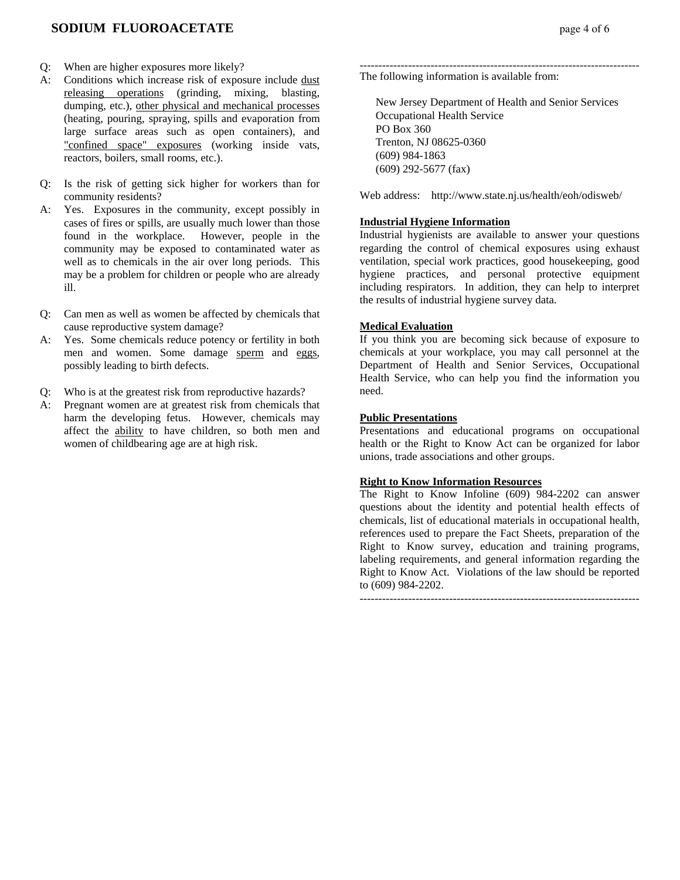Q: When are higher exposures more likely?

A: Conditions which increase risk of exposure include dust releasing operations (grinding, mixing, blasting, dumping, etc.), other physical and mechanical processes (heating, pouring, spraying, spills and evaporation from large surface areas such as open containers), and "confined space" exposures (working inside vats, reactors, boilers, small rooms, etc.).

Q: Is the risk of getting sick higher for workers than for community residents?

A: Yes. Exposures in the community, except possibly in cases of fires or spills, are usually much lower than those found in the workplace. However, people in the community may be exposed to contaminated water as well as to chemicals in the air over long periods. This may be a problem for children or people who are already ill.

Q: Can men as well as women be affected by chemicals that cause reproductive system damage?

A: Yes. Some chemicals reduce potency or fertility in both men and women. Some damage sperm and eggs, possibly leading to birth defects.

Q: Who is at the greatest risk from reproductive hazards?

A: Pregnant women are at greatest risk from chemicals that harm the developing fetus. However, chemicals may affect the ability to have children, so both men and women of childbearing age are at high risk.

---

The following information is available from:

New Jersey Department of Health and Senior Services
Occupational Health Service
PO Box 360
Trenton, NJ 08625-0360
(609) 984-1863
(609) 292-5677 (fax)

Web address: http://www.state.nj.us/health/eoh/odisweb/

**Industrial Hygiene Information**

Industrial hygienists are available to answer your questions regarding the control of chemical exposures using exhaust ventilation, special work practices, good housekeeping, good hygiene practices, and personal protective equipment including respirators. In addition, they can help to interpret the results of industrial hygiene survey data.

**Medical Evaluation**

If you think you are becoming sick because of exposure to chemicals at your workplace, you may call personnel at the Department of Health and Senior Services, Occupational Health Service, who can help you find the information you need.

**Public Presentations**

Presentations and educational programs on occupational health or the Right to Know Act can be organized for labor unions, trade associations and other groups.

**Right to Know Information Resources**

The Right to Know Infoline (609) 984-2202 can answer questions about the identity and potential health effects of chemicals, list of educational materials in occupational health, references used to prepare the Fact Sheets, preparation of the Right to Know survey, education and training programs, labeling requirements, and general information regarding the Right to Know Act. Violations of the law should be reported to (609) 984-2202.

---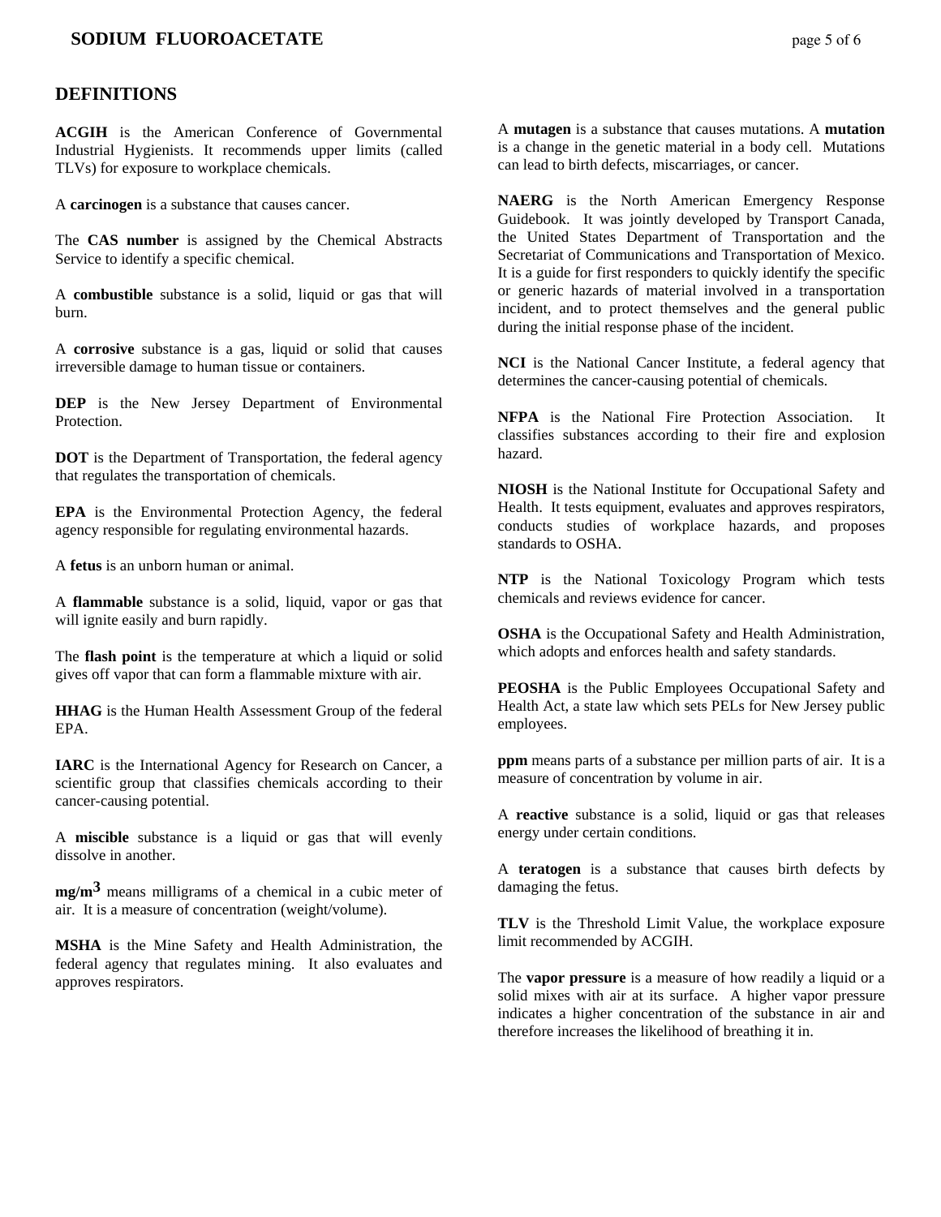## DEFINITIONS

**ACGIH** is the American Conference of Governmental Industrial Hygienists. It recommends upper limits (called TLVs) for exposure to workplace chemicals.

A **carcinogen** is a substance that causes cancer.

The **CAS number** is assigned by the Chemical Abstracts Service to identify a specific chemical.

A **combustible** substance is a solid, liquid or gas that will burn.

A **corrosive** substance is a gas, liquid or solid that causes irreversible damage to human tissue or containers.

**DEP** is the New Jersey Department of Environmental Protection.

**DOT** is the Department of Transportation, the federal agency that regulates the transportation of chemicals.

**EPA** is the Environmental Protection Agency, the federal agency responsible for regulating environmental hazards.

A **fetus** is an unborn human or animal.

A **flammable** substance is a solid, liquid, vapor or gas that will ignite easily and burn rapidly.

The **flash point** is the temperature at which a liquid or solid gives off vapor that can form a flammable mixture with air.

**HHAG** is the Human Health Assessment Group of the federal EPA.

**IARC** is the International Agency for Research on Cancer, a scientific group that classifies chemicals according to their cancer-causing potential.

A **miscible** substance is a liquid or gas that will evenly dissolve in another.

**mg/m$^3$** means milligrams of a chemical in a cubic meter of air. It is a measure of concentration (weight/volume).

**MSHA** is the Mine Safety and Health Administration, the federal agency that regulates mining. It also evaluates and approves respirators.

A **mutagen** is a substance that causes mutations. A **mutation** is a change in the genetic material in a body cell. Mutations can lead to birth defects, miscarriages, or cancer.

**NAERG** is the North American Emergency Response Guidebook. It was jointly developed by Transport Canada, the United States Department of Transportation and the Secretariat of Communications and Transportation of Mexico. It is a guide for first responders to quickly identify the specific or generic hazards of material involved in a transportation incident, and to protect themselves and the general public during the initial response phase of the incident.

**NCI** is the National Cancer Institute, a federal agency that determines the cancer-causing potential of chemicals.

**NFPA** is the National Fire Protection Association. It classifies substances according to their fire and explosion hazard.

**NIOSH** is the National Institute for Occupational Safety and Health. It tests equipment, evaluates and approves respirators, conducts studies of workplace hazards, and proposes standards to OSHA.

**NTP** is the National Toxicology Program which tests chemicals and reviews evidence for cancer.

**OSHA** is the Occupational Safety and Health Administration, which adopts and enforces health and safety standards.

**PEOSHA** is the Public Employees Occupational Safety and Health Act, a state law which sets PELs for New Jersey public employees.

**ppm** means parts of a substance per million parts of air. It is a measure of concentration by volume in air.

A **reactive** substance is a solid, liquid or gas that releases energy under certain conditions.

A **teratogen** is a substance that causes birth defects by damaging the fetus.

**TLV** is the Threshold Limit Value, the workplace exposure limit recommended by ACGIH.

The **vapor pressure** is a measure of how readily a liquid or a solid mixes with air at its surface. A higher vapor pressure indicates a higher concentration of the substance in air and therefore increases the likelihood of breathing it in.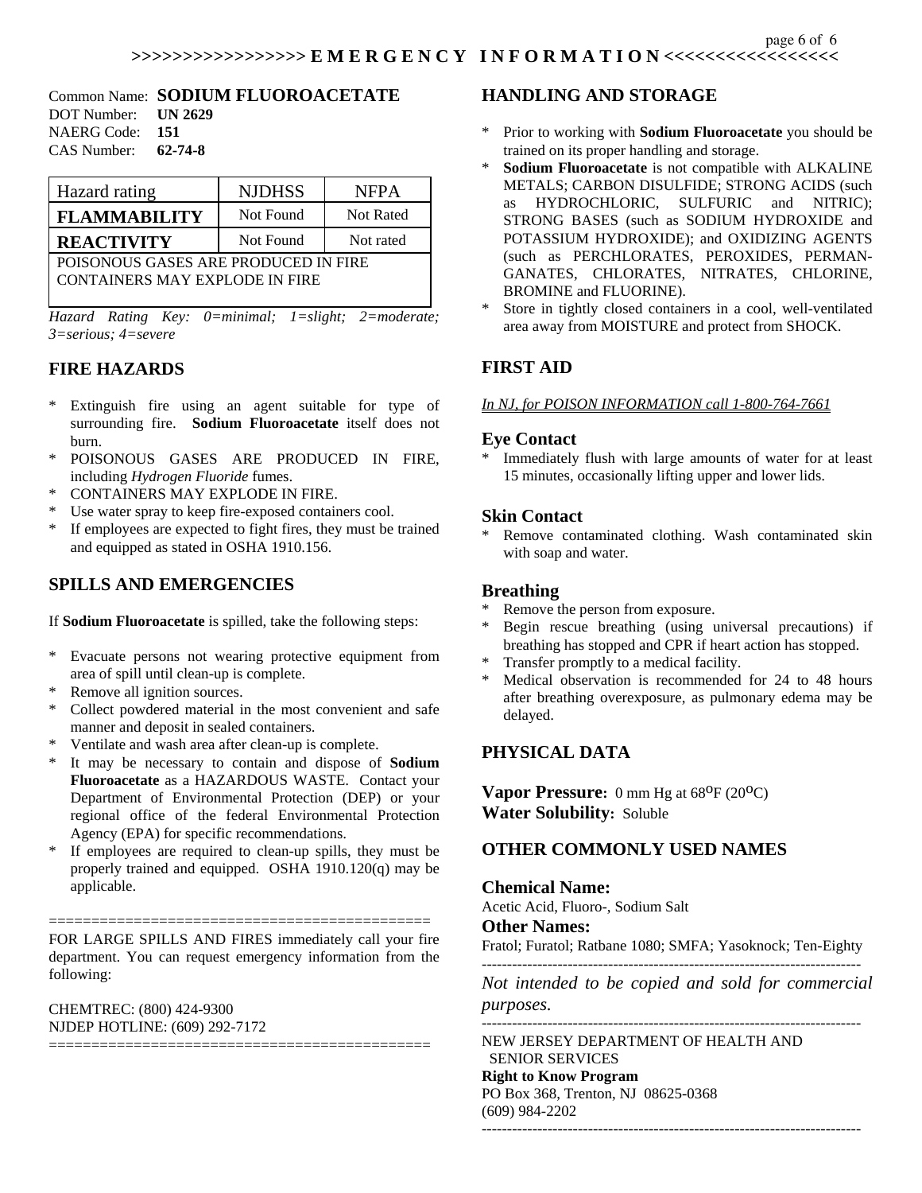# >>>>>>>>>>>>>>>>> E M E R G E N C Y   I N F O R M A T I O N <<<<<<<<<<<<<<<<<

Common Name: **SODIUM FLUOROACETATE**
DOT Number: **UN 2629**
NAERG Code: **151**
CAS Number: **62-74-8**

| Hazard rating | NJDHSS | NFPA |
|---|---|---|
| **FLAMMABILITY** | Not Found | Not Rated |
| **REACTIVITY** | Not Found | Not rated |
| POISONOUS GASES ARE PRODUCED IN FIRE<br>CONTAINERS MAY EXPLODE IN FIRE | | |

*Hazard Rating Key: 0=minimal; 1=slight; 2=moderate; 3=serious; 4=severe*

## FIRE HAZARDS

* Extinguish fire using an agent suitable for type of surrounding fire. **Sodium Fluoroacetate** itself does not burn.
* POISONOUS GASES ARE PRODUCED IN FIRE, including *Hydrogen Fluoride* fumes.
* CONTAINERS MAY EXPLODE IN FIRE.
* Use water spray to keep fire-exposed containers cool.
* If employees are expected to fight fires, they must be trained and equipped as stated in OSHA 1910.156.

## SPILLS AND EMERGENCIES

If **Sodium Fluoroacetate** is spilled, take the following steps:

* Evacuate persons not wearing protective equipment from area of spill until clean-up is complete.
* Remove all ignition sources.
* Collect powdered material in the most convenient and safe manner and deposit in sealed containers.
* Ventilate and wash area after clean-up is complete.
* It may be necessary to contain and dispose of **Sodium Fluoroacetate** as a HAZARDOUS WASTE. Contact your Department of Environmental Protection (DEP) or your regional office of the federal Environmental Protection Agency (EPA) for specific recommendations.
* If employees are required to clean-up spills, they must be properly trained and equipped. OSHA 1910.120(q) may be applicable.

============================================

FOR LARGE SPILLS AND FIRES immediately call your fire department. You can request emergency information from the following:

CHEMTREC: (800) 424-9300
NJDEP HOTLINE: (609) 292-7172

============================================

## HANDLING AND STORAGE

* Prior to working with **Sodium Fluoroacetate** you should be trained on its proper handling and storage.
* **Sodium Fluoroacetate** is not compatible with ALKALINE METALS; CARBON DISULFIDE; STRONG ACIDS (such as HYDROCHLORIC, SULFURIC and NITRIC); STRONG BASES (such as SODIUM HYDROXIDE and POTASSIUM HYDROXIDE); and OXIDIZING AGENTS (such as PERCHLORATES, PEROXIDES, PERMANGANATES, CHLORATES, NITRATES, CHLORINE, BROMINE and FLUORINE).
* Store in tightly closed containers in a cool, well-ventilated area away from MOISTURE and protect from SHOCK.

## FIRST AID

*In NJ, for POISON INFORMATION call 1-800-764-7661*

### Eye Contact

* Immediately flush with large amounts of water for at least 15 minutes, occasionally lifting upper and lower lids.

### Skin Contact

* Remove contaminated clothing. Wash contaminated skin with soap and water.

### Breathing

* Remove the person from exposure.
* Begin rescue breathing (using universal precautions) if breathing has stopped and CPR if heart action has stopped.
* Transfer promptly to a medical facility.
* Medical observation is recommended for 24 to 48 hours after breathing overexposure, as pulmonary edema may be delayed.

## PHYSICAL DATA

**Vapor Pressure:** 0 mm Hg at 68°F (20°C)
**Water Solubility:** Soluble

## OTHER COMMONLY USED NAMES

### Chemical Name:

Acetic Acid, Fluoro-, Sodium Salt

### Other Names:

Fratol; Furatol; Ratbane 1080; SMFA; Yasoknock; Ten-Eighty

---

*Not intended to be copied and sold for commercial purposes.*

---

NEW JERSEY DEPARTMENT OF HEALTH AND SENIOR SERVICES
**Right to Know Program**
PO Box 368, Trenton, NJ 08625-0368
(609) 984-2202

---